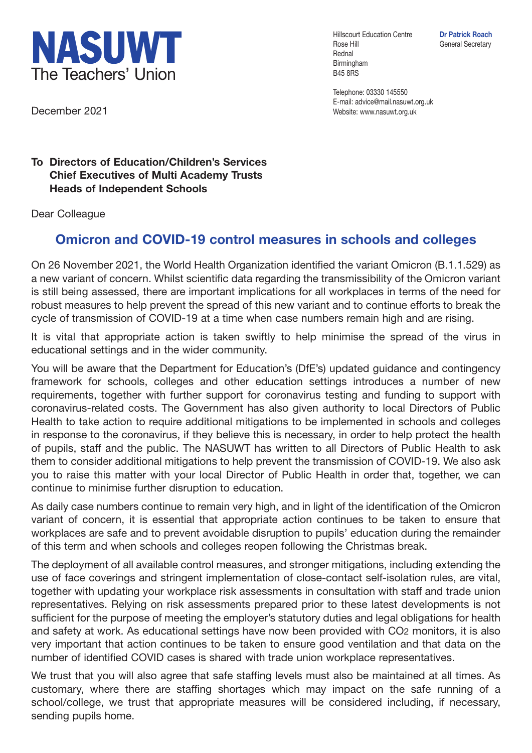**NASUWT**
The Teachers' Union

Hillscourt Education Centre
Rose Hill
Rednal
Birmingham
B45 8RS

**Dr Patrick Roach**
General Secretary

Telephone: 03330 145550
E-mail: advice@mail.nasuwt.org.uk
Website: www.nasuwt.org.uk

December 2021

**To Directors of Education/Children's Services**
**Chief Executives of Multi Academy Trusts**
**Heads of Independent Schools**

Dear Colleague

## Omicron and COVID-19 control measures in schools and colleges

On 26 November 2021, the World Health Organization identified the variant Omicron (B.1.1.529) as a new variant of concern. Whilst scientific data regarding the transmissibility of the Omicron variant is still being assessed, there are important implications for all workplaces in terms of the need for robust measures to help prevent the spread of this new variant and to continue efforts to break the cycle of transmission of COVID-19 at a time when case numbers remain high and are rising.

It is vital that appropriate action is taken swiftly to help minimise the spread of the virus in educational settings and in the wider community.

You will be aware that the Department for Education's (DfE's) updated guidance and contingency framework for schools, colleges and other education settings introduces a number of new requirements, together with further support for coronavirus testing and funding to support with coronavirus-related costs. The Government has also given authority to local Directors of Public Health to take action to require additional mitigations to be implemented in schools and colleges in response to the coronavirus, if they believe this is necessary, in order to help protect the health of pupils, staff and the public. The NASUWT has written to all Directors of Public Health to ask them to consider additional mitigations to help prevent the transmission of COVID-19. We also ask you to raise this matter with your local Director of Public Health in order that, together, we can continue to minimise further disruption to education.

As daily case numbers continue to remain very high, and in light of the identification of the Omicron variant of concern, it is essential that appropriate action continues to be taken to ensure that workplaces are safe and to prevent avoidable disruption to pupils' education during the remainder of this term and when schools and colleges reopen following the Christmas break.

The deployment of all available control measures, and stronger mitigations, including extending the use of face coverings and stringent implementation of close-contact self-isolation rules, are vital, together with updating your workplace risk assessments in consultation with staff and trade union representatives. Relying on risk assessments prepared prior to these latest developments is not sufficient for the purpose of meeting the employer's statutory duties and legal obligations for health and safety at work. As educational settings have now been provided with $CO_2$ monitors, it is also very important that action continues to be taken to ensure good ventilation and that data on the number of identified COVID cases is shared with trade union workplace representatives.

We trust that you will also agree that safe staffing levels must also be maintained at all times. As customary, where there are staffing shortages which may impact on the safe running of a school/college, we trust that appropriate measures will be considered including, if necessary, sending pupils home.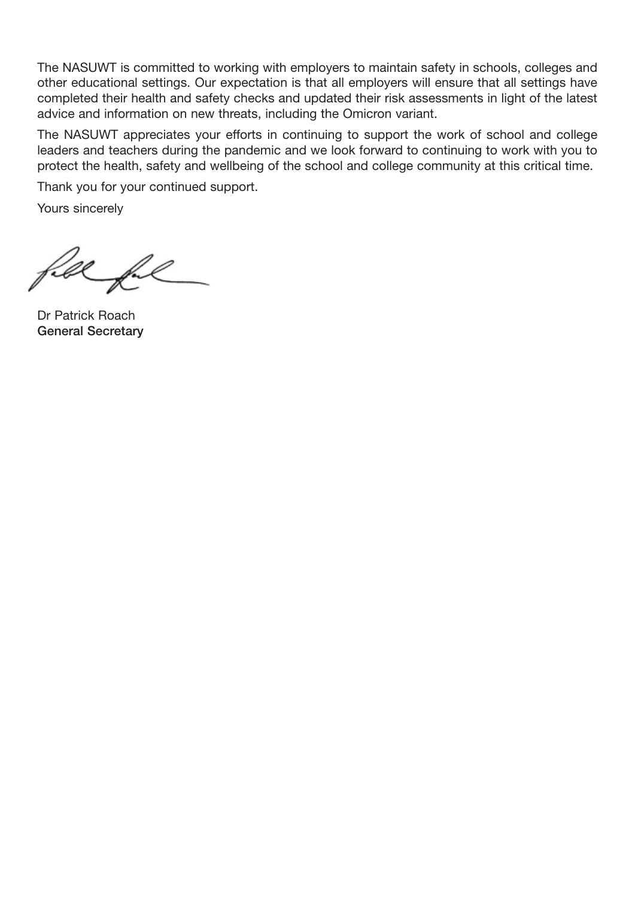The NASUWT is committed to working with employers to maintain safety in schools, colleges and other educational settings. Our expectation is that all employers will ensure that all settings have completed their health and safety checks and updated their risk assessments in light of the latest advice and information on new threats, including the Omicron variant.

The NASUWT appreciates your efforts in continuing to support the work of school and college leaders and teachers during the pandemic and we look forward to continuing to work with you to protect the health, safety and wellbeing of the school and college community at this critical time.

Thank you for your continued support.

Yours sincerely

Dr Patrick Roach
**General Secretary**